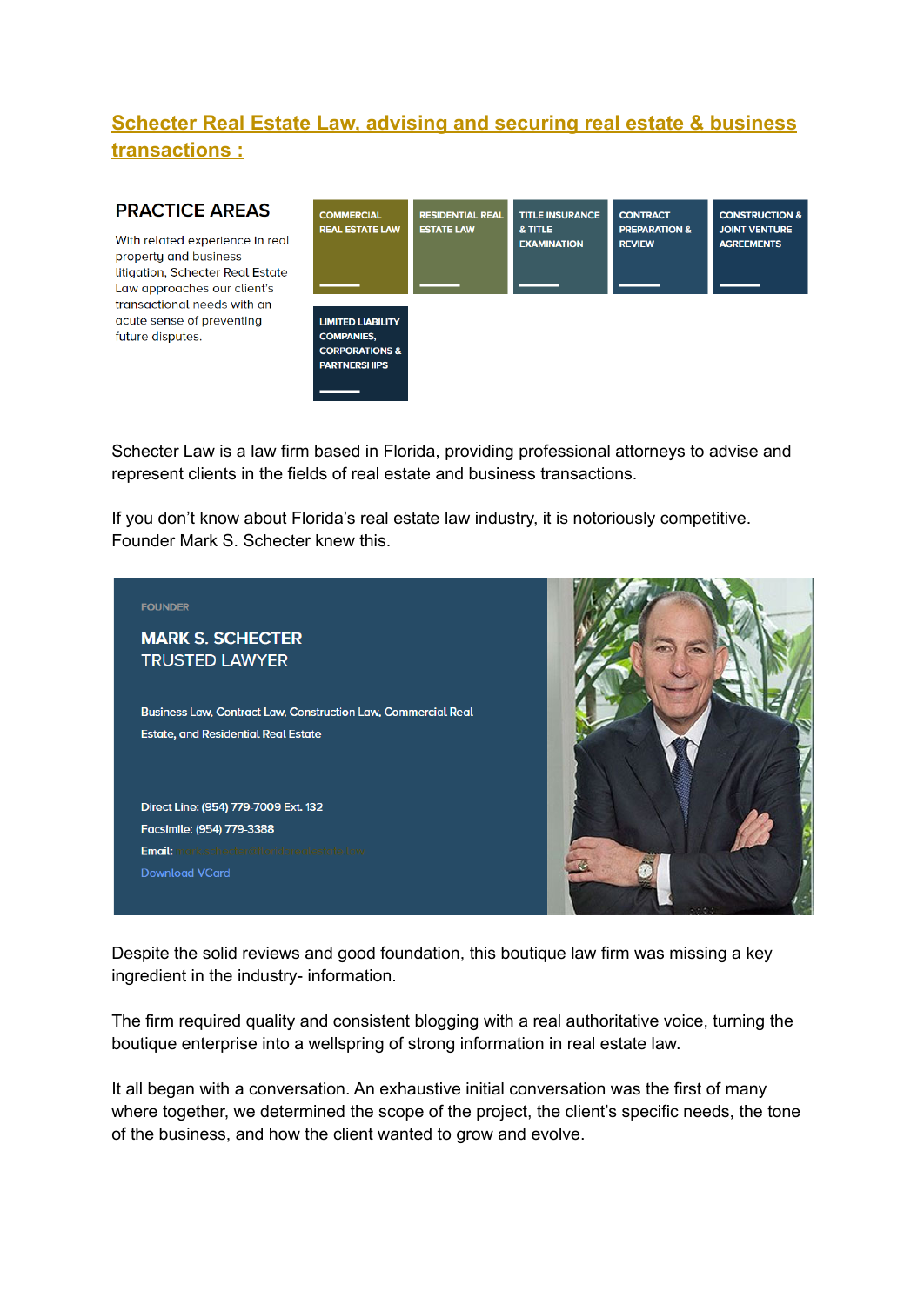# Schecter Real Estate Law, advising and securing real estate & business transactions :

## PRACTICE AREAS

With related experience in real property and business litigation, Schecter Real Estate Law approaches our client's transactional needs with an acute sense of preventing future disputes.

- COMMERCIAL REAL ESTATE LAW
- RESIDENTIAL REAL ESTATE LAW
- TITLE INSURANCE & TITLE EXAMINATION
- CONTRACT PREPARATION & REVIEW
- CONSTRUCTION & JOINT VENTURE AGREEMENTS
- LIMITED LIABILITY COMPANIES, CORPORATIONS & PARTNERSHIPS

Schecter Law is a law firm based in Florida, providing professional attorneys to advise and represent clients in the fields of real estate and business transactions.

If you don't know about Florida's real estate law industry, it is notoriously competitive. Founder Mark S. Schecter knew this.

FOUNDER

**MARK S. SCHECTER**
TRUSTED LAWYER

Business Law, Contract Law, Construction Law, Commercial Real Estate, and Residential Real Estate

Direct Line: (954) 779-7009 Ext. 132
Facsimile: (954) 779-3388
Email:
Download VCard

Despite the solid reviews and good foundation, this boutique law firm was missing a key ingredient in the industry- information.

The firm required quality and consistent blogging with a real authoritative voice, turning the boutique enterprise into a wellspring of strong information in real estate law.

It all began with a conversation. An exhaustive initial conversation was the first of many where together, we determined the scope of the project, the client's specific needs, the tone of the business, and how the client wanted to grow and evolve.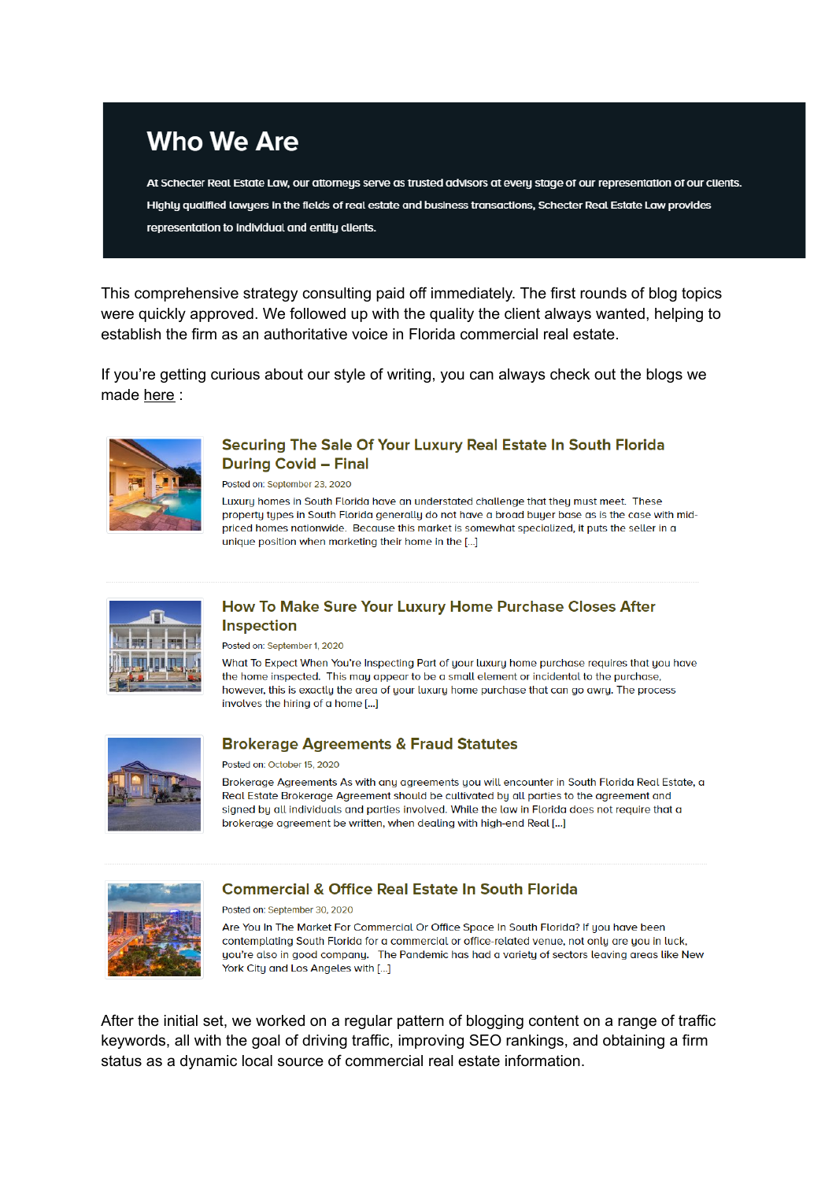## Who We Are

At Schecter Real Estate Law, our attorneys serve as trusted advisors at every stage of our representation of our clients. Highly qualified lawyers in the fields of real estate and business transactions, Schecter Real Estate Law provides representation to individual and entity clients.

This comprehensive strategy consulting paid off immediately. The first rounds of blog topics were quickly approved. We followed up with the quality the client always wanted, helping to establish the firm as an authoritative voice in Florida commercial real estate.

If you're getting curious about our style of writing, you can always check out the blogs we made here :

### Securing The Sale Of Your Luxury Real Estate In South Florida During Covid – Final

Posted on: September 23, 2020

Luxury homes in South Florida have an understated challenge that they must meet. These property types in South Florida generally do not have a broad buyer base as is the case with mid-priced homes nationwide. Because this market is somewhat specialized, it puts the seller in a unique position when marketing their home in the [...]

### How To Make Sure Your Luxury Home Purchase Closes After Inspection

Posted on: September 1, 2020

What To Expect When You're Inspecting Part of your luxury home purchase requires that you have the home inspected. This may appear to be a small element or incidental to the purchase, however, this is exactly the area of your luxury home purchase that can go awry. The process involves the hiring of a home [...]

### Brokerage Agreements & Fraud Statutes

Posted on: October 15, 2020

Brokerage Agreements As with any agreements you will encounter in South Florida Real Estate, a Real Estate Brokerage Agreement should be cultivated by all parties to the agreement and signed by all individuals and parties involved. While the law in Florida does not require that a brokerage agreement be written, when dealing with high-end Real [...]

### Commercial & Office Real Estate In South Florida

Posted on: September 30, 2020

Are You In The Market For Commercial Or Office Space In South Florida? If you have been contemplating South Florida for a commercial or office-related venue, not only are you in luck, you're also in good company. The Pandemic has had a variety of sectors leaving areas like New York City and Los Angeles with [...]

After the initial set, we worked on a regular pattern of blogging content on a range of traffic keywords, all with the goal of driving traffic, improving SEO rankings, and obtaining a firm status as a dynamic local source of commercial real estate information.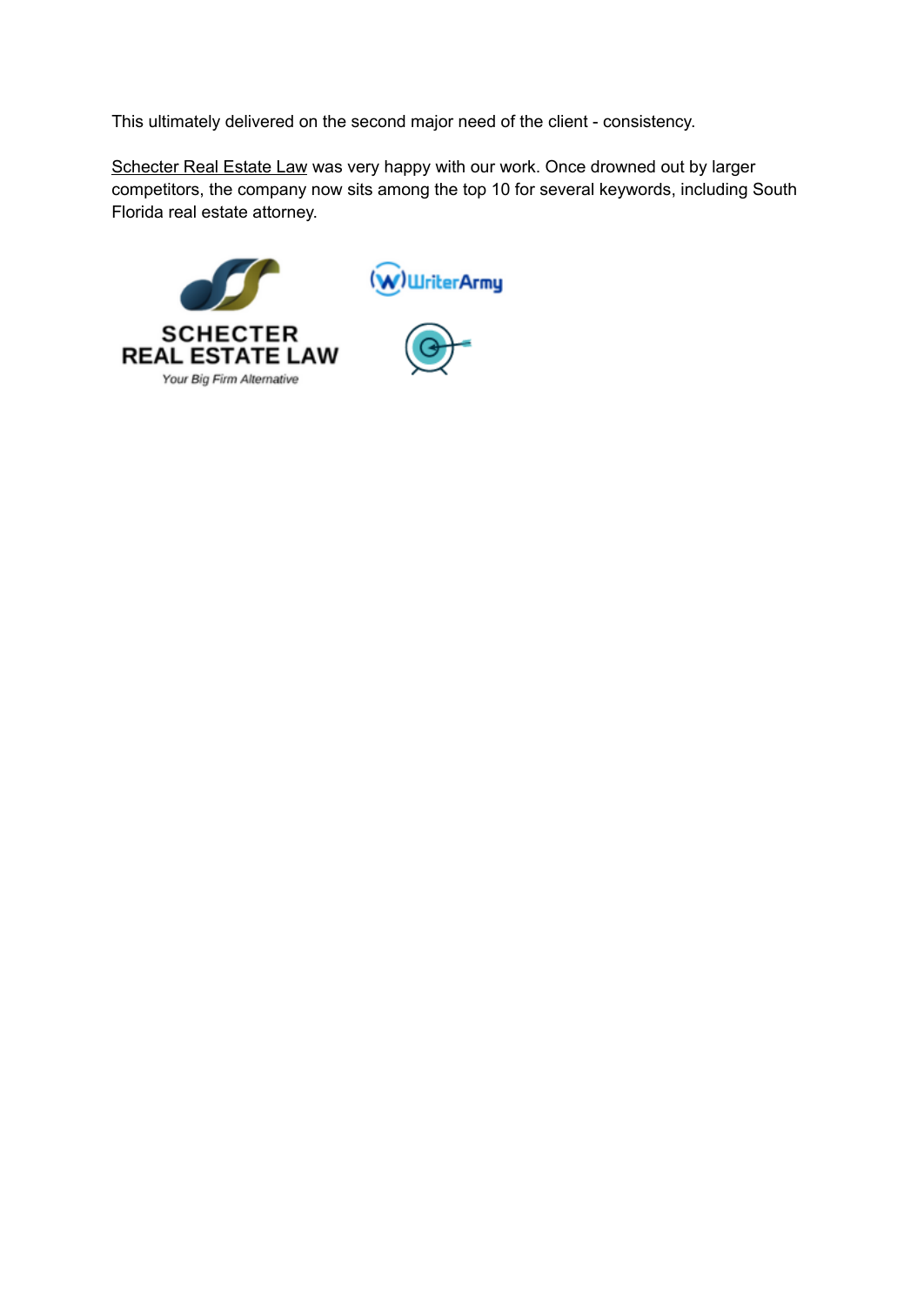This ultimately delivered on the second major need of the client - consistency.

Schecter Real Estate Law was very happy with our work. Once drowned out by larger competitors, the company now sits among the top 10 for several keywords, including South Florida real estate attorney.